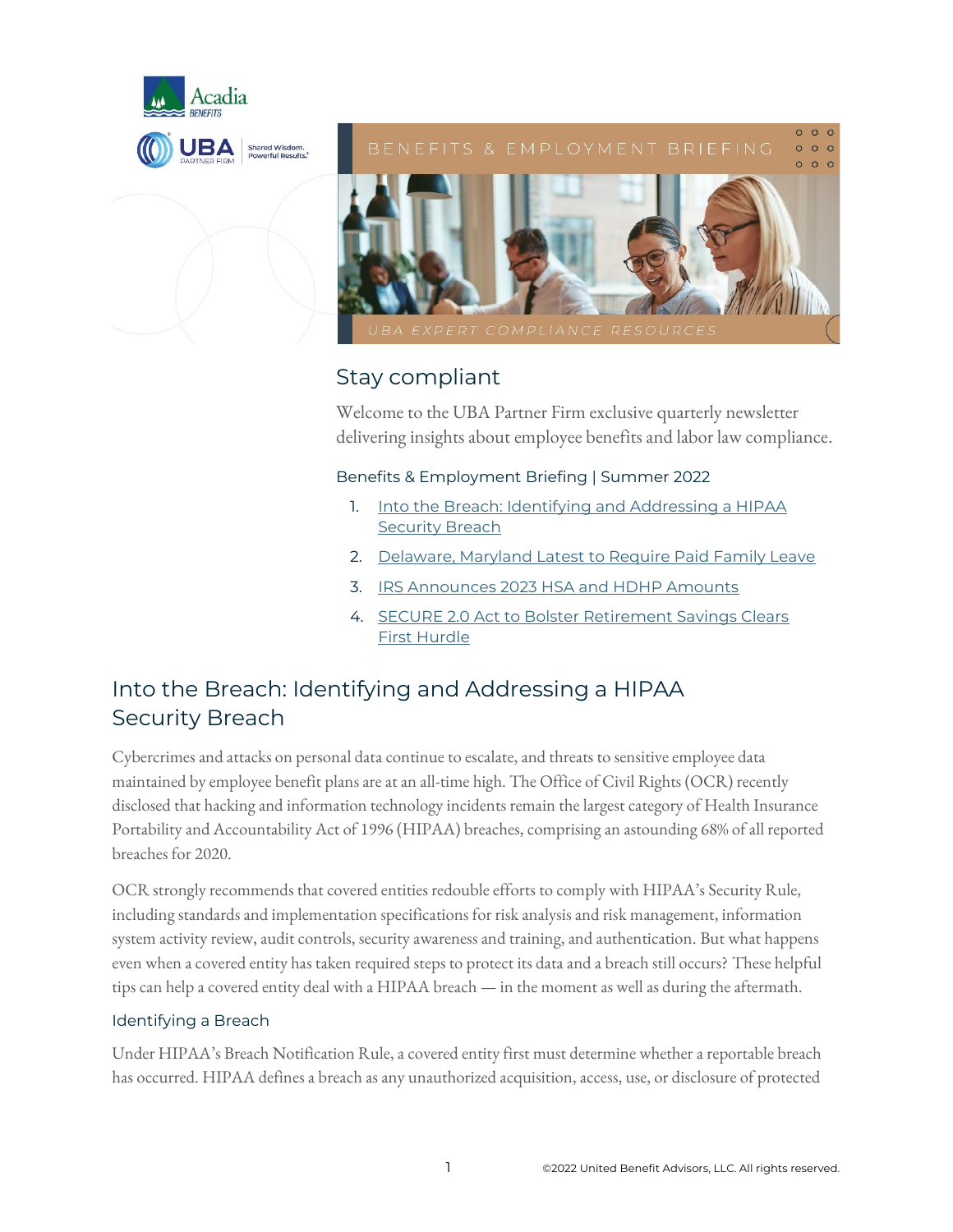BENEFITS & EMPLOYMENT BRIEFING

UBA EXPERT COMPLIANCE RESOURCES

## Stay compliant

Welcome to the UBA Partner Firm exclusive quarterly newsletter delivering insights about employee benefits and labor law compliance.

### Benefits & Employment Briefing | Summer 2022

1. Into the Breach: Identifying and Addressing a HIPAA Security Breach
2. Delaware, Maryland Latest to Require Paid Family Leave
3. IRS Announces 2023 HSA and HDHP Amounts
4. SECURE 2.0 Act to Bolster Retirement Savings Clears First Hurdle

## Into the Breach: Identifying and Addressing a HIPAA Security Breach

Cybercrimes and attacks on personal data continue to escalate, and threats to sensitive employee data maintained by employee benefit plans are at an all-time high. The Office of Civil Rights (OCR) recently disclosed that hacking and information technology incidents remain the largest category of Health Insurance Portability and Accountability Act of 1996 (HIPAA) breaches, comprising an astounding 68% of all reported breaches for 2020.

OCR strongly recommends that covered entities redouble efforts to comply with HIPAA's Security Rule, including standards and implementation specifications for risk analysis and risk management, information system activity review, audit controls, security awareness and training, and authentication. But what happens even when a covered entity has taken required steps to protect its data and a breach still occurs? These helpful tips can help a covered entity deal with a HIPAA breach — in the moment as well as during the aftermath.

### Identifying a Breach

Under HIPAA's Breach Notification Rule, a covered entity first must determine whether a reportable breach has occurred. HIPAA defines a breach as any unauthorized acquisition, access, use, or disclosure of protected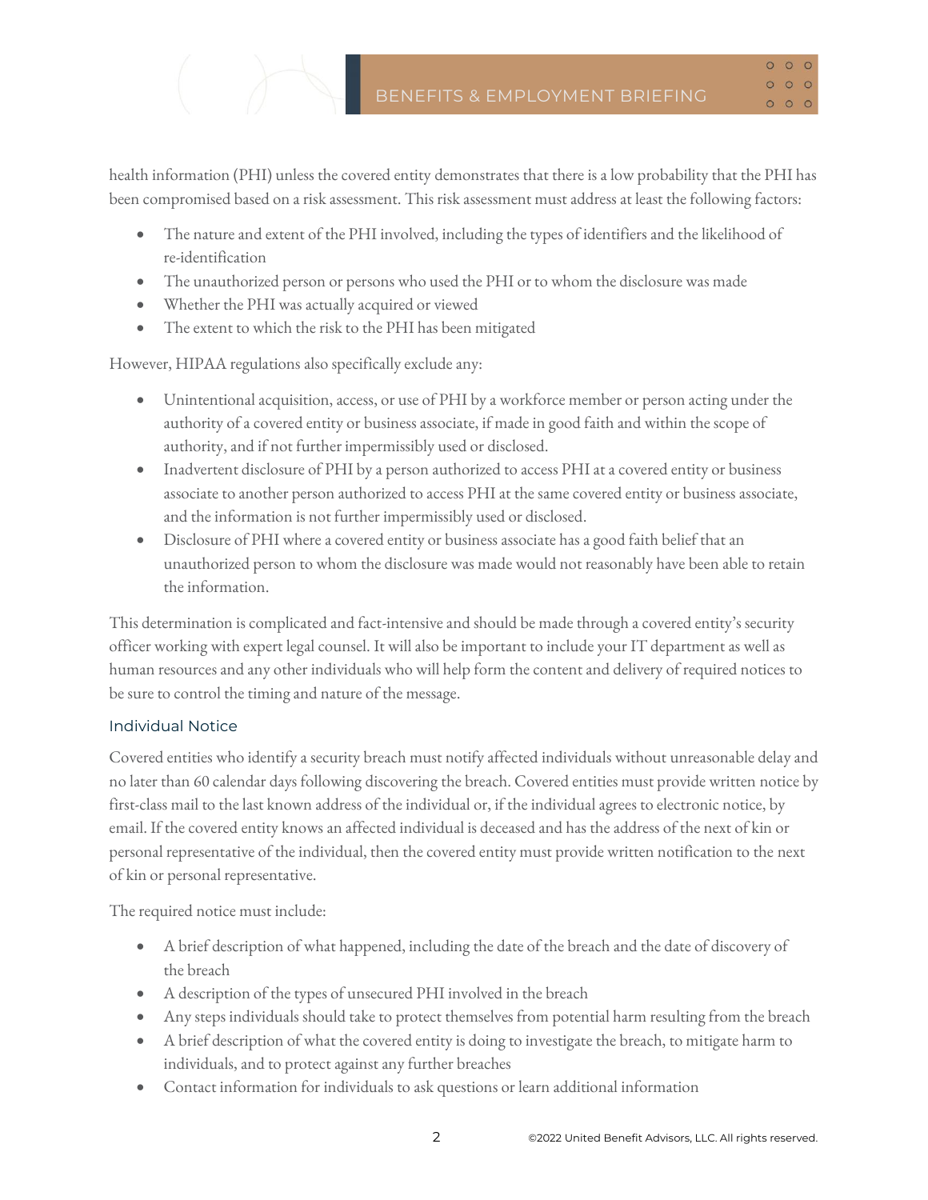health information (PHI) unless the covered entity demonstrates that there is a low probability that the PHI has been compromised based on a risk assessment. This risk assessment must address at least the following factors:

- The nature and extent of the PHI involved, including the types of identifiers and the likelihood of re-identification
- The unauthorized person or persons who used the PHI or to whom the disclosure was made
- Whether the PHI was actually acquired or viewed
- The extent to which the risk to the PHI has been mitigated

However, HIPAA regulations also specifically exclude any:

- Unintentional acquisition, access, or use of PHI by a workforce member or person acting under the authority of a covered entity or business associate, if made in good faith and within the scope of authority, and if not further impermissibly used or disclosed.
- Inadvertent disclosure of PHI by a person authorized to access PHI at a covered entity or business associate to another person authorized to access PHI at the same covered entity or business associate, and the information is not further impermissibly used or disclosed.
- Disclosure of PHI where a covered entity or business associate has a good faith belief that an unauthorized person to whom the disclosure was made would not reasonably have been able to retain the information.

This determination is complicated and fact-intensive and should be made through a covered entity's security officer working with expert legal counsel. It will also be important to include your IT department as well as human resources and any other individuals who will help form the content and delivery of required notices to be sure to control the timing and nature of the message.

### Individual Notice

Covered entities who identify a security breach must notify affected individuals without unreasonable delay and no later than 60 calendar days following discovering the breach. Covered entities must provide written notice by first-class mail to the last known address of the individual or, if the individual agrees to electronic notice, by email. If the covered entity knows an affected individual is deceased and has the address of the next of kin or personal representative of the individual, then the covered entity must provide written notification to the next of kin or personal representative.

The required notice must include:

- A brief description of what happened, including the date of the breach and the date of discovery of the breach
- A description of the types of unsecured PHI involved in the breach
- Any steps individuals should take to protect themselves from potential harm resulting from the breach
- A brief description of what the covered entity is doing to investigate the breach, to mitigate harm to individuals, and to protect against any further breaches
- Contact information for individuals to ask questions or learn additional information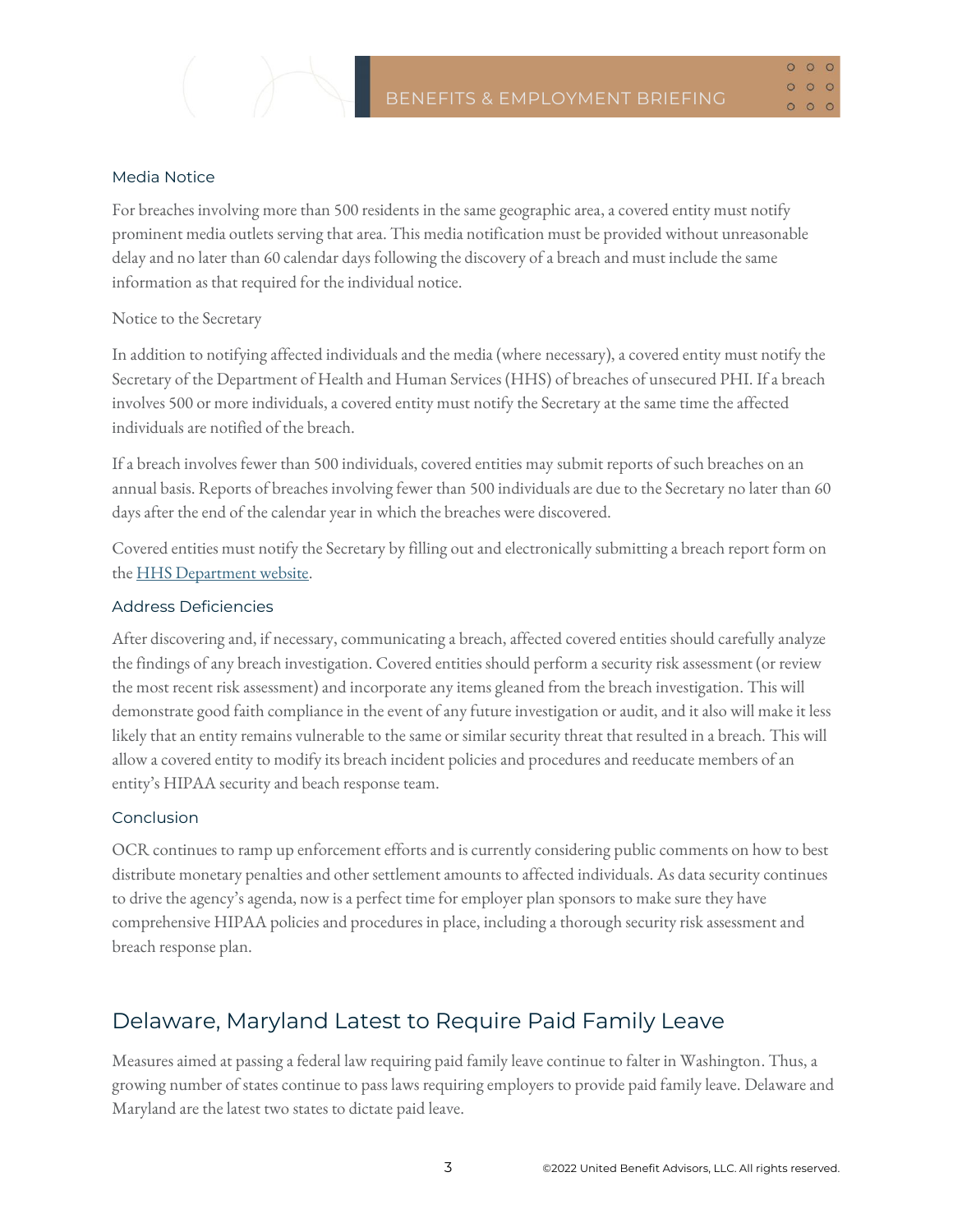### Media Notice

For breaches involving more than 500 residents in the same geographic area, a covered entity must notify prominent media outlets serving that area. This media notification must be provided without unreasonable delay and no later than 60 calendar days following the discovery of a breach and must include the same information as that required for the individual notice.

Notice to the Secretary

In addition to notifying affected individuals and the media (where necessary), a covered entity must notify the Secretary of the Department of Health and Human Services (HHS) of breaches of unsecured PHI. If a breach involves 500 or more individuals, a covered entity must notify the Secretary at the same time the affected individuals are notified of the breach.

If a breach involves fewer than 500 individuals, covered entities may submit reports of such breaches on an annual basis. Reports of breaches involving fewer than 500 individuals are due to the Secretary no later than 60 days after the end of the calendar year in which the breaches were discovered.

Covered entities must notify the Secretary by filling out and electronically submitting a breach report form on the HHS Department website.

### Address Deficiencies

After discovering and, if necessary, communicating a breach, affected covered entities should carefully analyze the findings of any breach investigation. Covered entities should perform a security risk assessment (or review the most recent risk assessment) and incorporate any items gleaned from the breach investigation. This will demonstrate good faith compliance in the event of any future investigation or audit, and it also will make it less likely that an entity remains vulnerable to the same or similar security threat that resulted in a breach. This will allow a covered entity to modify its breach incident policies and procedures and reeducate members of an entity's HIPAA security and beach response team.

### Conclusion

OCR continues to ramp up enforcement efforts and is currently considering public comments on how to best distribute monetary penalties and other settlement amounts to affected individuals. As data security continues to drive the agency's agenda, now is a perfect time for employer plan sponsors to make sure they have comprehensive HIPAA policies and procedures in place, including a thorough security risk assessment and breach response plan.

## Delaware, Maryland Latest to Require Paid Family Leave

Measures aimed at passing a federal law requiring paid family leave continue to falter in Washington. Thus, a growing number of states continue to pass laws requiring employers to provide paid family leave. Delaware and Maryland are the latest two states to dictate paid leave.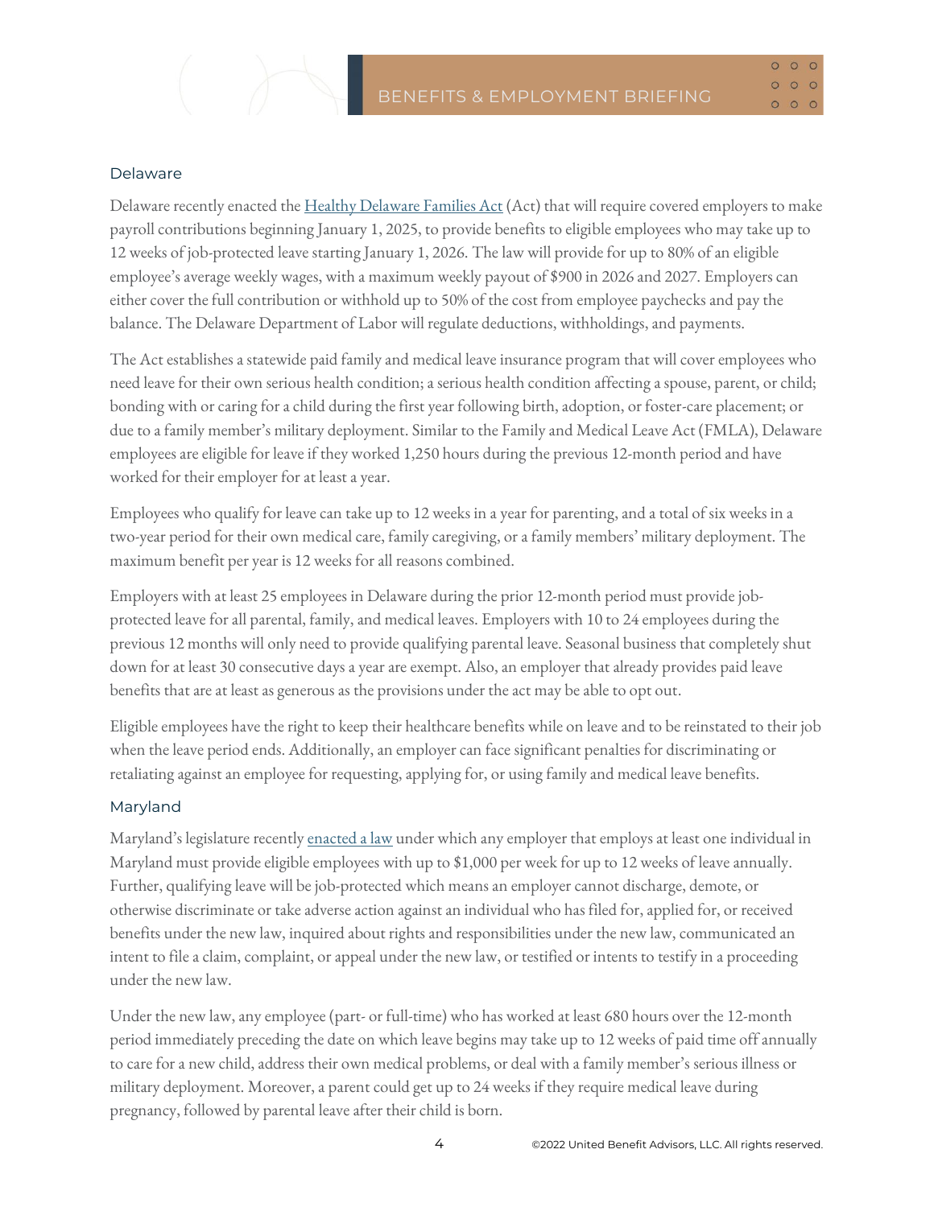## Delaware

Delaware recently enacted the Healthy Delaware Families Act (Act) that will require covered employers to make payroll contributions beginning January 1, 2025, to provide benefits to eligible employees who may take up to 12 weeks of job-protected leave starting January 1, 2026. The law will provide for up to 80% of an eligible employee's average weekly wages, with a maximum weekly payout of $900 in 2026 and 2027. Employers can either cover the full contribution or withhold up to 50% of the cost from employee paychecks and pay the balance. The Delaware Department of Labor will regulate deductions, withholdings, and payments.

The Act establishes a statewide paid family and medical leave insurance program that will cover employees who need leave for their own serious health condition; a serious health condition affecting a spouse, parent, or child; bonding with or caring for a child during the first year following birth, adoption, or foster-care placement; or due to a family member's military deployment. Similar to the Family and Medical Leave Act (FMLA), Delaware employees are eligible for leave if they worked 1,250 hours during the previous 12-month period and have worked for their employer for at least a year.

Employees who qualify for leave can take up to 12 weeks in a year for parenting, and a total of six weeks in a two-year period for their own medical care, family caregiving, or a family members' military deployment. The maximum benefit per year is 12 weeks for all reasons combined.

Employers with at least 25 employees in Delaware during the prior 12-month period must provide job-protected leave for all parental, family, and medical leaves. Employers with 10 to 24 employees during the previous 12 months will only need to provide qualifying parental leave. Seasonal business that completely shut down for at least 30 consecutive days a year are exempt. Also, an employer that already provides paid leave benefits that are at least as generous as the provisions under the act may be able to opt out.

Eligible employees have the right to keep their healthcare benefits while on leave and to be reinstated to their job when the leave period ends. Additionally, an employer can face significant penalties for discriminating or retaliating against an employee for requesting, applying for, or using family and medical leave benefits.

## Maryland

Maryland's legislature recently enacted a law under which any employer that employs at least one individual in Maryland must provide eligible employees with up to $1,000 per week for up to 12 weeks of leave annually. Further, qualifying leave will be job-protected which means an employer cannot discharge, demote, or otherwise discriminate or take adverse action against an individual who has filed for, applied for, or received benefits under the new law, inquired about rights and responsibilities under the new law, communicated an intent to file a claim, complaint, or appeal under the new law, or testified or intents to testify in a proceeding under the new law.

Under the new law, any employee (part- or full-time) who has worked at least 680 hours over the 12-month period immediately preceding the date on which leave begins may take up to 12 weeks of paid time off annually to care for a new child, address their own medical problems, or deal with a family member's serious illness or military deployment. Moreover, a parent could get up to 24 weeks if they require medical leave during pregnancy, followed by parental leave after their child is born.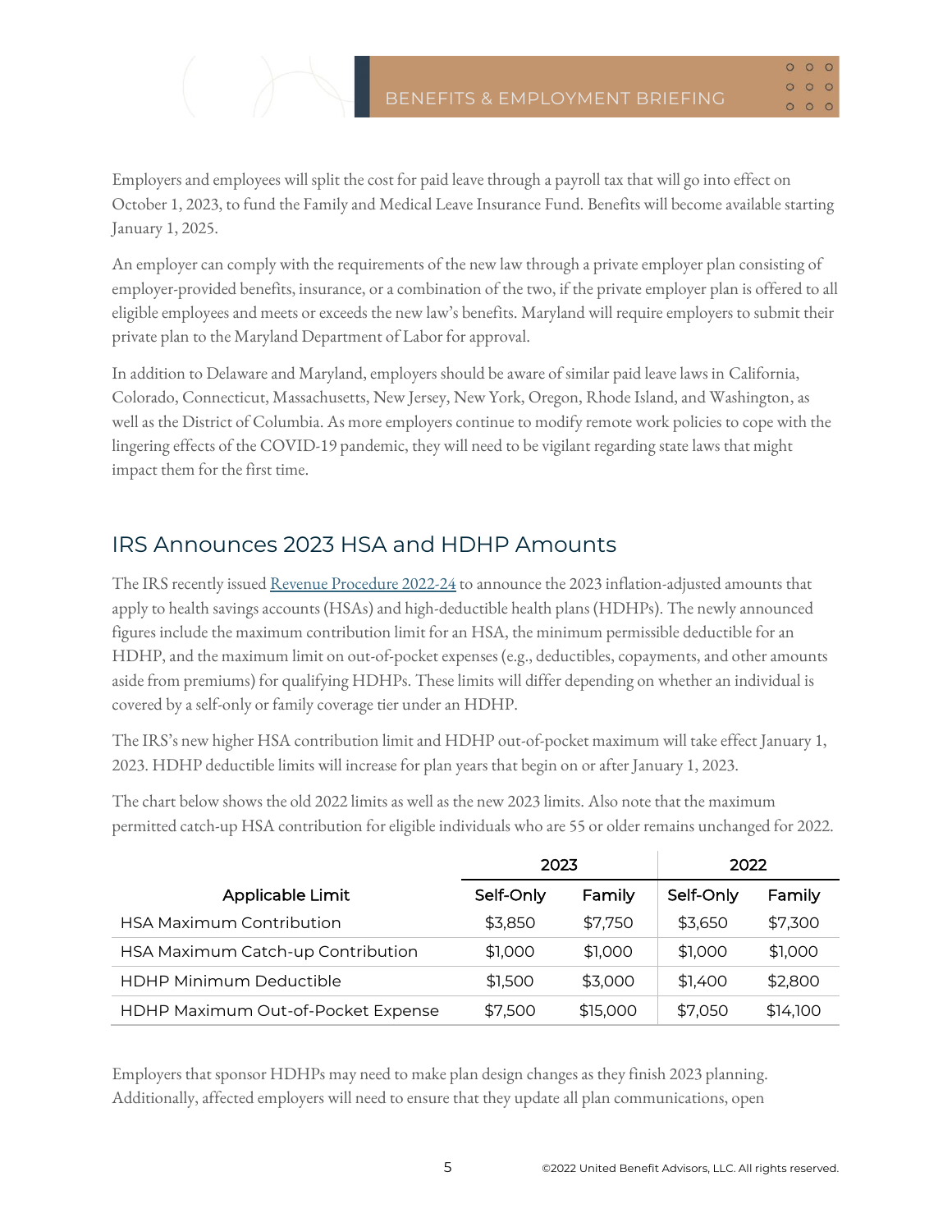Employers and employees will split the cost for paid leave through a payroll tax that will go into effect on October 1, 2023, to fund the Family and Medical Leave Insurance Fund. Benefits will become available starting January 1, 2025.

An employer can comply with the requirements of the new law through a private employer plan consisting of employer-provided benefits, insurance, or a combination of the two, if the private employer plan is offered to all eligible employees and meets or exceeds the new law's benefits. Maryland will require employers to submit their private plan to the Maryland Department of Labor for approval.

In addition to Delaware and Maryland, employers should be aware of similar paid leave laws in California, Colorado, Connecticut, Massachusetts, New Jersey, New York, Oregon, Rhode Island, and Washington, as well as the District of Columbia. As more employers continue to modify remote work policies to cope with the lingering effects of the COVID-19 pandemic, they will need to be vigilant regarding state laws that might impact them for the first time.

## IRS Announces 2023 HSA and HDHP Amounts

The IRS recently issued [Revenue Procedure 2022-24](#) to announce the 2023 inflation-adjusted amounts that apply to health savings accounts (HSAs) and high-deductible health plans (HDHPs). The newly announced figures include the maximum contribution limit for an HSA, the minimum permissible deductible for an HDHP, and the maximum limit on out-of-pocket expenses (e.g., deductibles, copayments, and other amounts aside from premiums) for qualifying HDHPs. These limits will differ depending on whether an individual is covered by a self-only or family coverage tier under an HDHP.

The IRS's new higher HSA contribution limit and HDHP out-of-pocket maximum will take effect January 1, 2023. HDHP deductible limits will increase for plan years that begin on or after January 1, 2023.

The chart below shows the old 2022 limits as well as the new 2023 limits. Also note that the maximum permitted catch-up HSA contribution for eligible individuals who are 55 or older remains unchanged for 2022.

| | 2023 | | 2022 | |
|---|---|---|---|---|
| **Applicable Limit** | **Self-Only** | **Family** | **Self-Only** | **Family** |
| HSA Maximum Contribution | $3,850 | $7,750 | $3,650 | $7,300 |
| HSA Maximum Catch-up Contribution | $1,000 | $1,000 | $1,000 | $1,000 |
| HDHP Minimum Deductible | $1,500 | $3,000 | $1,400 | $2,800 |
| HDHP Maximum Out-of-Pocket Expense | $7,500 | $15,000 | $7,050 | $14,100 |

Employers that sponsor HDHPs may need to make plan design changes as they finish 2023 planning. Additionally, affected employers will need to ensure that they update all plan communications, open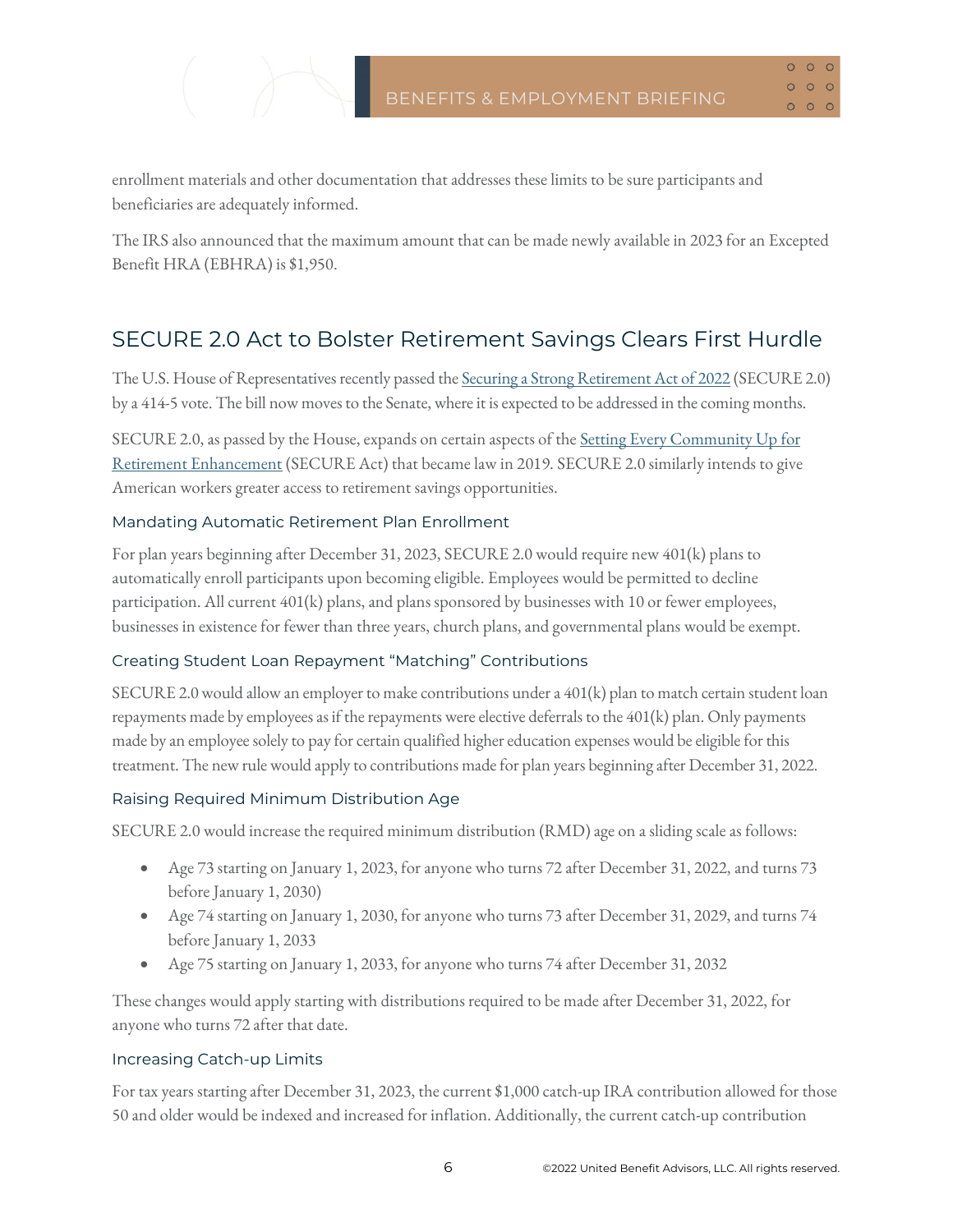enrollment materials and other documentation that addresses these limits to be sure participants and beneficiaries are adequately informed.

The IRS also announced that the maximum amount that can be made newly available in 2023 for an Excepted Benefit HRA (EBHRA) is $1,950.

## SECURE 2.0 Act to Bolster Retirement Savings Clears First Hurdle

The U.S. House of Representatives recently passed the Securing a Strong Retirement Act of 2022 (SECURE 2.0) by a 414-5 vote. The bill now moves to the Senate, where it is expected to be addressed in the coming months.

SECURE 2.0, as passed by the House, expands on certain aspects of the Setting Every Community Up for Retirement Enhancement (SECURE Act) that became law in 2019. SECURE 2.0 similarly intends to give American workers greater access to retirement savings opportunities.

### Mandating Automatic Retirement Plan Enrollment

For plan years beginning after December 31, 2023, SECURE 2.0 would require new 401(k) plans to automatically enroll participants upon becoming eligible. Employees would be permitted to decline participation. All current 401(k) plans, and plans sponsored by businesses with 10 or fewer employees, businesses in existence for fewer than three years, church plans, and governmental plans would be exempt.

### Creating Student Loan Repayment "Matching" Contributions

SECURE 2.0 would allow an employer to make contributions under a 401(k) plan to match certain student loan repayments made by employees as if the repayments were elective deferrals to the 401(k) plan. Only payments made by an employee solely to pay for certain qualified higher education expenses would be eligible for this treatment. The new rule would apply to contributions made for plan years beginning after December 31, 2022.

### Raising Required Minimum Distribution Age

SECURE 2.0 would increase the required minimum distribution (RMD) age on a sliding scale as follows:

- Age 73 starting on January 1, 2023, for anyone who turns 72 after December 31, 2022, and turns 73 before January 1, 2030)
- Age 74 starting on January 1, 2030, for anyone who turns 73 after December 31, 2029, and turns 74 before January 1, 2033
- Age 75 starting on January 1, 2033, for anyone who turns 74 after December 31, 2032

These changes would apply starting with distributions required to be made after December 31, 2022, for anyone who turns 72 after that date.

### Increasing Catch-up Limits

For tax years starting after December 31, 2023, the current $1,000 catch-up IRA contribution allowed for those 50 and older would be indexed and increased for inflation. Additionally, the current catch-up contribution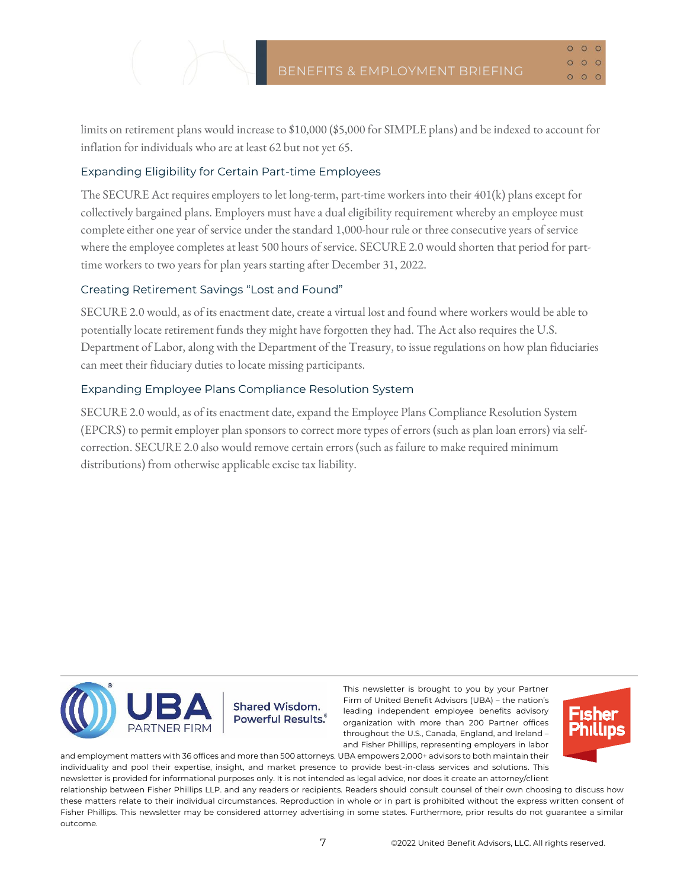limits on retirement plans would increase to $10,000 ($5,000 for SIMPLE plans) and be indexed to account for inflation for individuals who are at least 62 but not yet 65.

### Expanding Eligibility for Certain Part-time Employees

The SECURE Act requires employers to let long-term, part-time workers into their 401(k) plans except for collectively bargained plans. Employers must have a dual eligibility requirement whereby an employee must complete either one year of service under the standard 1,000-hour rule or three consecutive years of service where the employee completes at least 500 hours of service. SECURE 2.0 would shorten that period for part-time workers to two years for plan years starting after December 31, 2022.

### Creating Retirement Savings "Lost and Found"

SECURE 2.0 would, as of its enactment date, create a virtual lost and found where workers would be able to potentially locate retirement funds they might have forgotten they had. The Act also requires the U.S. Department of Labor, along with the Department of the Treasury, to issue regulations on how plan fiduciaries can meet their fiduciary duties to locate missing participants.

### Expanding Employee Plans Compliance Resolution System

SECURE 2.0 would, as of its enactment date, expand the Employee Plans Compliance Resolution System (EPCRS) to permit employer plan sponsors to correct more types of errors (such as plan loan errors) via self-correction. SECURE 2.0 also would remove certain errors (such as failure to make required minimum distributions) from otherwise applicable excise tax liability.

---

UBA PARTNER FIRM — Shared Wisdom. Powerful Results.®

This newsletter is brought to you by your Partner Firm of United Benefit Advisors (UBA) – the nation's leading independent employee benefits advisory organization with more than 200 Partner offices throughout the U.S., Canada, England, and Ireland – and Fisher Phillips, representing employers in labor and employment matters with 36 offices and more than 500 attorneys. UBA empowers 2,000+ advisors to both maintain their individuality and pool their expertise, insight, and market presence to provide best-in-class services and solutions. This newsletter is provided for informational purposes only. It is not intended as legal advice, nor does it create an attorney/client relationship between Fisher Phillips LLP. and any readers or recipients. Readers should consult counsel of their own choosing to discuss how these matters relate to their individual circumstances. Reproduction in whole or in part is prohibited without the express written consent of Fisher Phillips. This newsletter may be considered attorney advertising in some states. Furthermore, prior results do not guarantee a similar outcome.

©2022 United Benefit Advisors, LLC. All rights reserved.